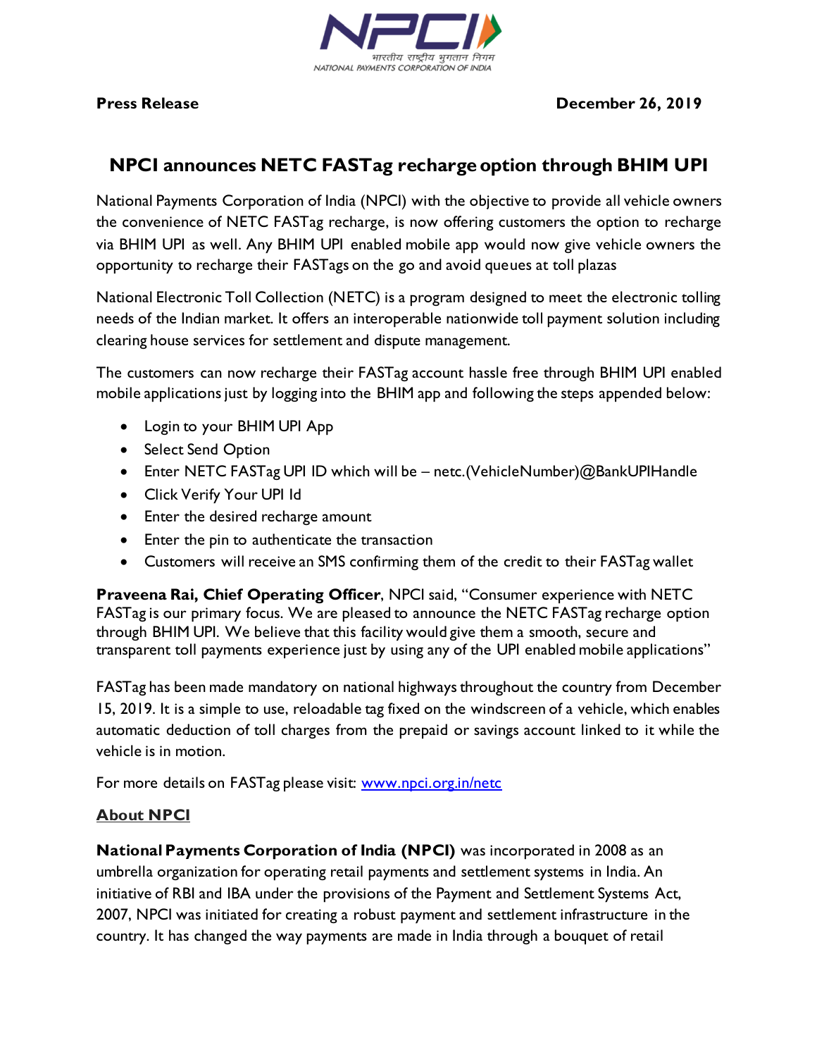**Press Release** **December 26, 2019**

# NPCI announces NETC FASTag recharge option through BHIM UPI

National Payments Corporation of India (NPCI) with the objective to provide all vehicle owners the convenience of NETC FASTag recharge, is now offering customers the option to recharge via BHIM UPI as well. Any BHIM UPI enabled mobile app would now give vehicle owners the opportunity to recharge their FASTags on the go and avoid queues at toll plazas

National Electronic Toll Collection (NETC) is a program designed to meet the electronic tolling needs of the Indian market. It offers an interoperable nationwide toll payment solution including clearing house services for settlement and dispute management.

The customers can now recharge their FASTag account hassle free through BHIM UPI enabled mobile applications just by logging into the BHIM app and following the steps appended below:

- Login to your BHIM UPI App
- Select Send Option
- Enter NETC FASTag UPI ID which will be – netc.(VehicleNumber)@BankUPIHandle
- Click Verify Your UPI Id
- Enter the desired recharge amount
- Enter the pin to authenticate the transaction
- Customers will receive an SMS confirming them of the credit to their FASTag wallet

**Praveena Rai, Chief Operating Officer**, NPCI said, "Consumer experience with NETC FASTag is our primary focus. We are pleased to announce the NETC FASTag recharge option through BHIM UPI. We believe that this facility would give them a smooth, secure and transparent toll payments experience just by using any of the UPI enabled mobile applications"

FASTag has been made mandatory on national highways throughout the country from December 15, 2019. It is a simple to use, reloadable tag fixed on the windscreen of a vehicle, which enables automatic deduction of toll charges from the prepaid or savings account linked to it while the vehicle is in motion.

For more details on FASTag please visit: [www.npci.org.in/netc](http://www.npci.org.in/netc)

## About NPCI

**National Payments Corporation of India (NPCI)** was incorporated in 2008 as an umbrella organization for operating retail payments and settlement systems in India. An initiative of RBI and IBA under the provisions of the Payment and Settlement Systems Act, 2007, NPCI was initiated for creating a robust payment and settlement infrastructure in the country. It has changed the way payments are made in India through a bouquet of retail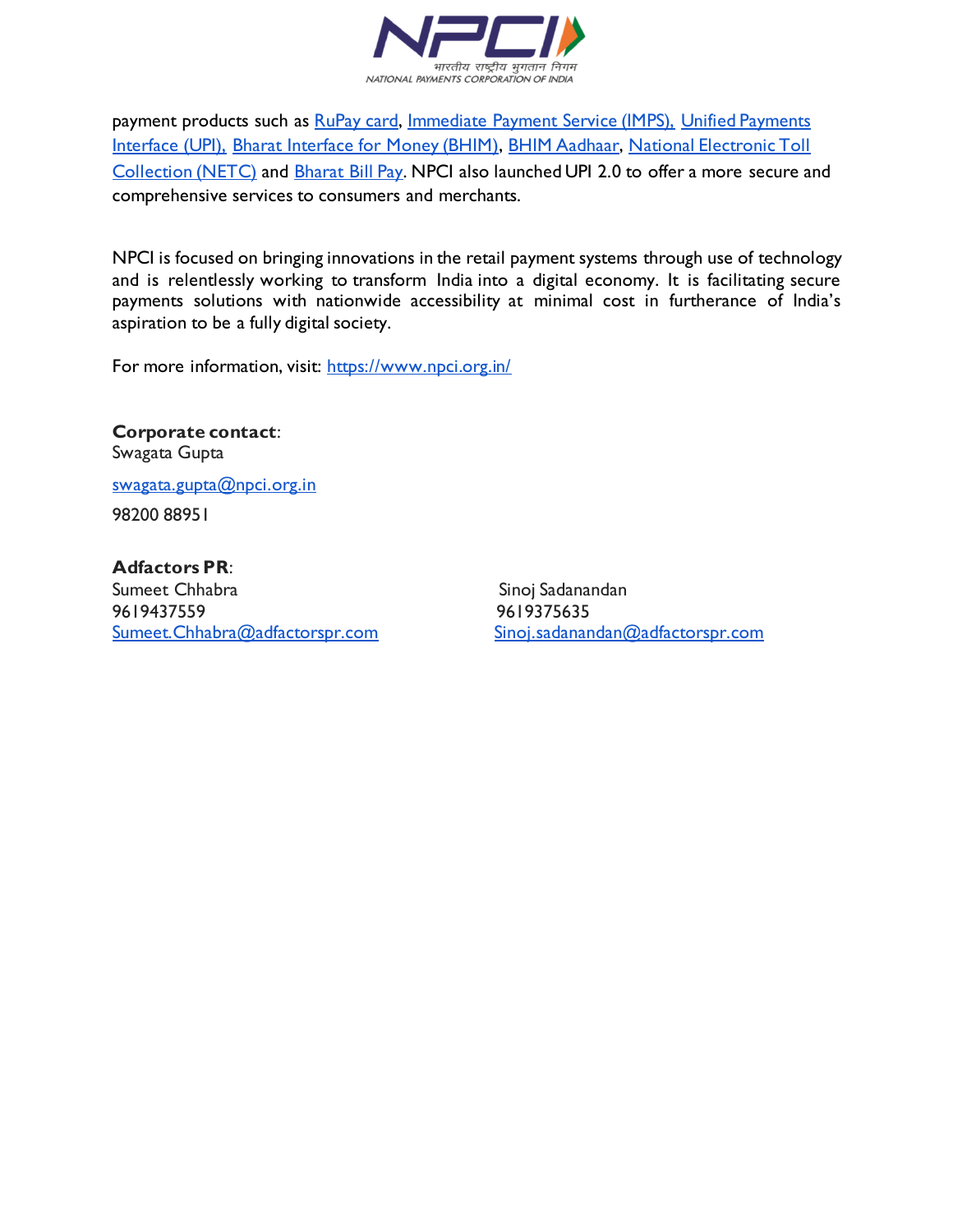payment products such as RuPay card, Immediate Payment Service (IMPS), Unified Payments Interface (UPI), Bharat Interface for Money (BHIM), BHIM Aadhaar, National Electronic Toll Collection (NETC) and Bharat Bill Pay. NPCI also launched UPI 2.0 to offer a more secure and comprehensive services to consumers and merchants.

NPCI is focused on bringing innovations in the retail payment systems through use of technology and is relentlessly working to transform India into a digital economy. It is facilitating secure payments solutions with nationwide accessibility at minimal cost in furtherance of India's aspiration to be a fully digital society.

For more information, visit: https://www.npci.org.in/

**Corporate contact**:
Swagata Gupta

swagata.gupta@npci.org.in

98200 88951

**Adfactors PR**:

Sumeet Chhabra
9619437559
Sumeet.Chhabra@adfactorspr.com

Sinoj Sadanandan
9619375635
Sinoj.sadanandan@adfactorspr.com